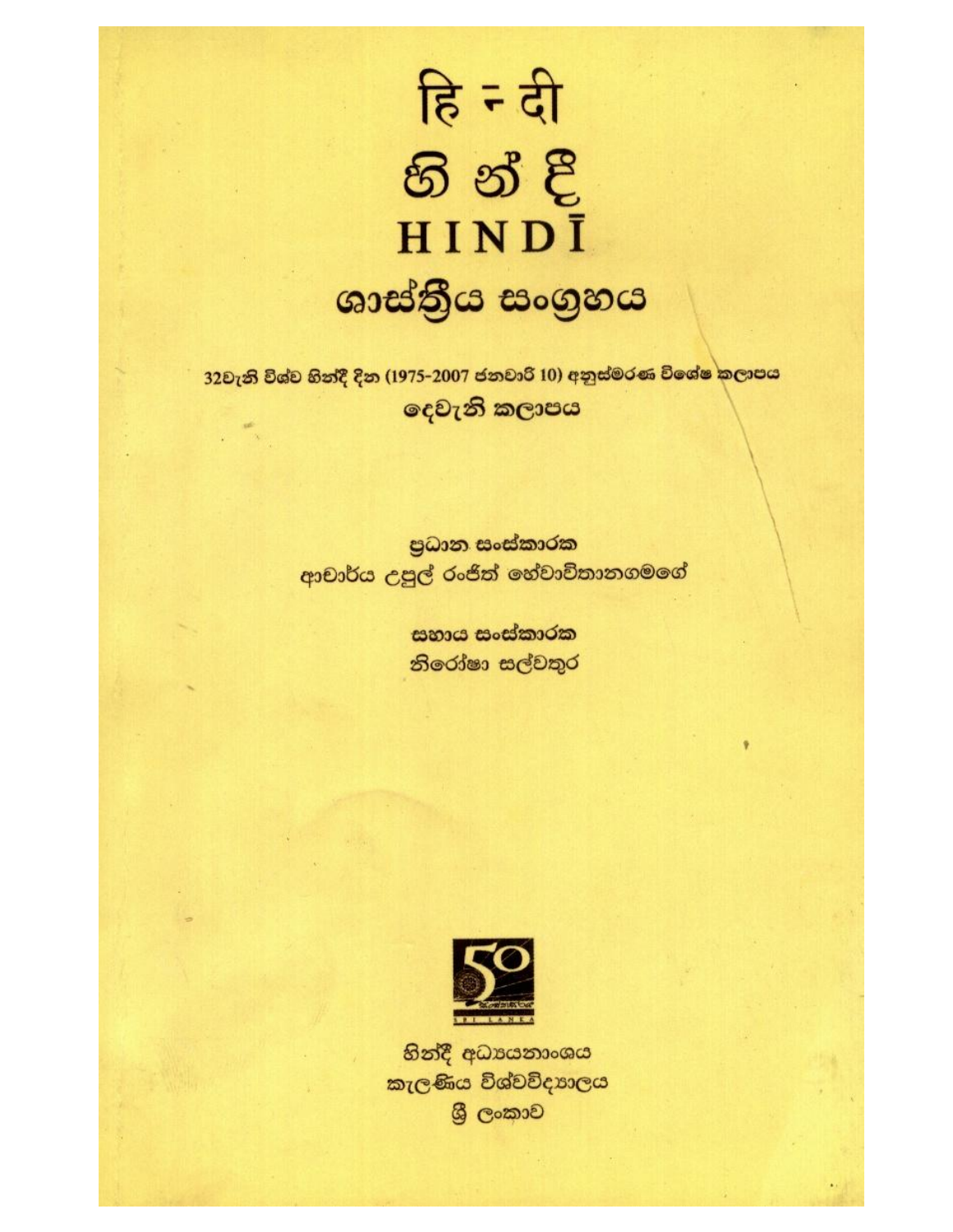# हि न्दी

# හි න් දී

# HINDĪ

## ශාස්ත්‍රීය සංග්‍රහය

32වැනි විශ්ව හින්දී දින (1975-2007 ජනවාරි 10) අනුස්මරණ විශේෂ කලාපය

දෙවැනි කලාපය

ප්‍රධාන සංස්කාරක

ආචාර්ය උපුල් රංජිත් හේවාවිතානගමගේ

සහාය සංස්කාරක

නිරෝෂා සල්වතුර

හින්දී අධ්‍යයනාංශය

කැලණිය විශ්වවිද්‍යාලය

ශ්‍රී ලංකාව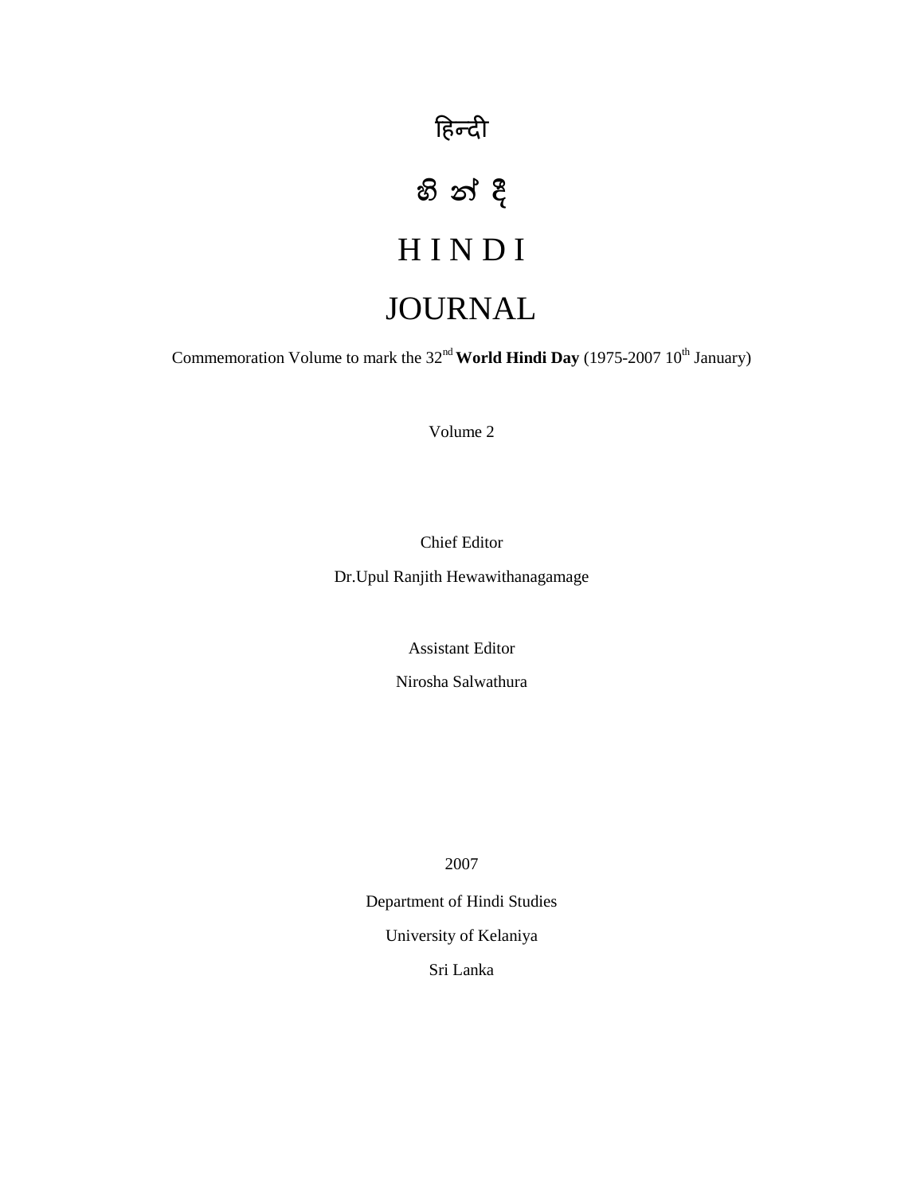# हिन्दी

# හි න් දී

# H I N D I

# JOURNAL

Commemoration Volume to mark the 32nd **World Hindi Day** (1975-2007 10th January)

Volume 2

Chief Editor

Dr.Upul Ranjith Hewawithanagamage

Assistant Editor

Nirosha Salwathura

2007

Department of Hindi Studies

University of Kelaniya

Sri Lanka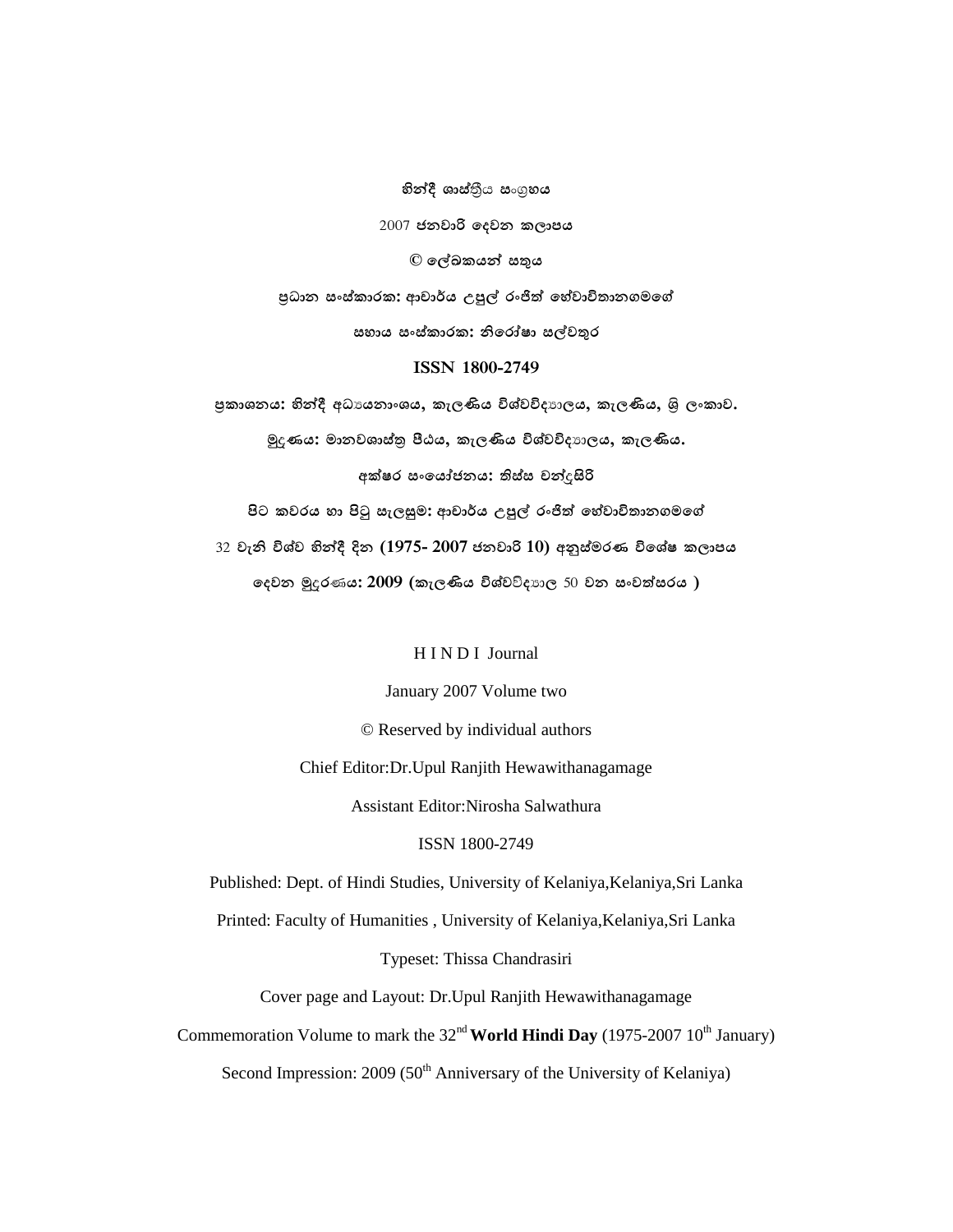**හින්දී ශාස්ත්‍රීය සංග්‍රහය**

2007 **ජනවාරි දෙවන කලාපය**

**© ලේඛකයන් සතුය**

**ප්‍රධාන සංස්කාරක: ආචාර්ය උපුල් රංජිත් හේවාවිතානගමගේ**

**සහාය සංස්කාරක: නිරෝෂා සල්වතුර**

**ISSN 1800-2749**

**ප්‍රකාශනය: හින්දී අධ්‍යයනාංශය, කැලණිය විශ්වවිද්‍යාලය, කැලණිය, ශ්‍රී ලංකාව.**

**මුද්‍රණය: මානවශාස්ත්‍ර පීඨය, කැලණිය විශ්වවිද්‍යාලය, කැලණිය.**

**අක්ෂර සංයෝජනය: තිස්ස චන්ද්‍රසිරි**

**පිට කවරය හා පිටු සැලසුම: ආචාර්ය උපුල් රංජිත් හේවාවිතානගමගේ**

32 **වැනි විශ්ව හින්දී දින (1975- 2007 ජනවාරි 10) අනුස්මරණ විශේෂ කලාපය**

**දෙවන මුද්‍රණය: 2009 (කැලණිය විශ්වවිද්‍යාල** 50 **වන සංවත්සරය )**

H I N D I Journal

January 2007 Volume two

© Reserved by individual authors

Chief Editor:Dr.Upul Ranjith Hewawithanagamage

Assistant Editor:Nirosha Salwathura

ISSN 1800-2749

Published: Dept. of Hindi Studies, University of Kelaniya,Kelaniya,Sri Lanka

Printed: Faculty of Humanities , University of Kelaniya,Kelaniya,Sri Lanka

Typeset: Thissa Chandrasiri

Cover page and Layout: Dr.Upul Ranjith Hewawithanagamage

Commemoration Volume to mark the 32nd **World Hindi Day** (1975-2007 10th January)

Second Impression: 2009 (50th Anniversary of the University of Kelaniya)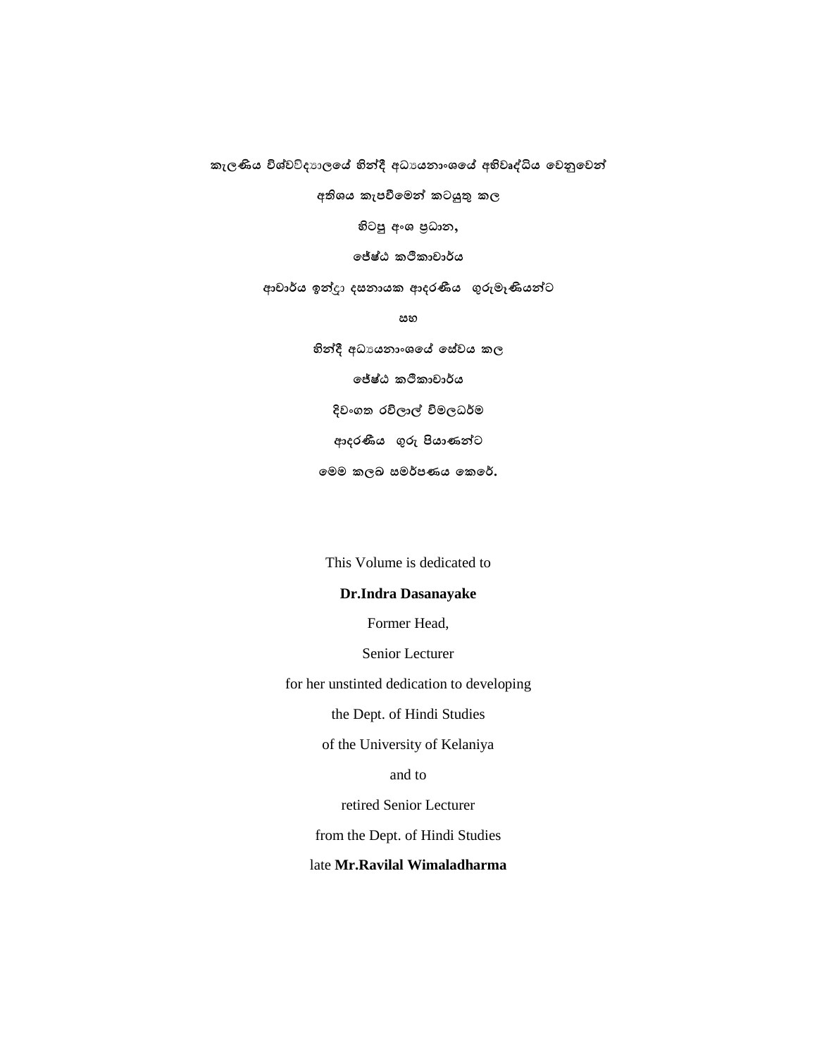**කැලණිය විශ්වවිද්‍යාලයේ හින්දී අධ්‍යයනාංශයේ අභිවෘද්ධිය වෙනුවෙන්**

**අතිශය කැපවීමෙන් කටයුතු කල**

**හිටපු අංශ ප්‍රධාන,**

**ජ්‍යේෂ්ඨ කථිකාචාර්ය**

**ආචාර්ය ඉන්ද්‍රා දසනායක ආදරණීය ගුරුමෑණියන්ට**

**සහ**

**හින්දී අධ්‍යයනාංශයේ සේවය කල**

**ජ්‍යේෂ්ඨ කථිකාචාර්ය**

**දිවංගත රවිලාල් විමලධර්ම**

**ආදරණීය ගුරු පියාණන්ට**

**මෙම කලඹ සමර්පණය කෙරේ.**

This Volume is dedicated to

**Dr.Indra Dasanayake**

Former Head,

Senior Lecturer

for her unstinted dedication to developing

the Dept. of Hindi Studies

of the University of Kelaniya

and to

retired Senior Lecturer

from the Dept. of Hindi Studies

late **Mr.Ravilal Wimaladharma**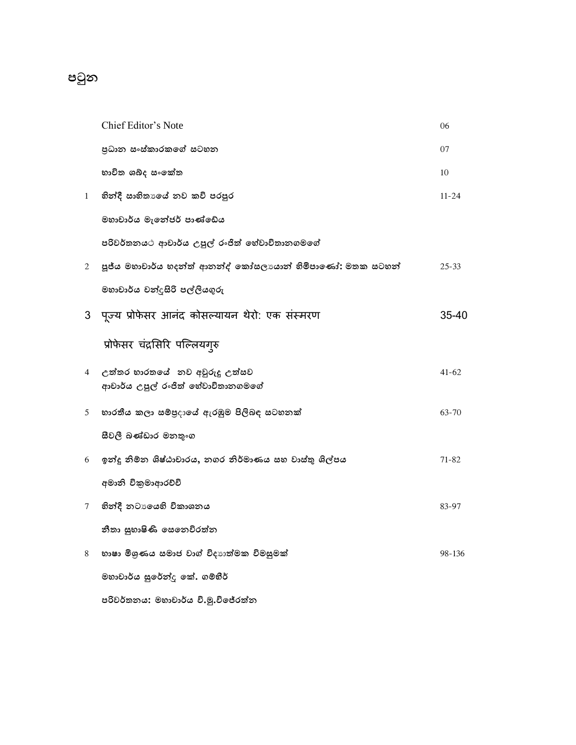# පටුන

| | | |
|---|---|---|
| | Chief Editor's Note | 06 |
| | ප්‍රධාන සංස්කාරකගේ සටහන | 07 |
| | භාවිත ශබ්ද සංකේත | 10 |
| 1 | හින්දී සාහිත්‍යයේ නව කවි පරපුර<br>මහාචාර්ය මැනේජර් පාණ්ඩේය<br>පරිවර්තනයට ආචාර්ය උපුල් රංජිත් හේවාවිතානගමගේ | 11-24 |
| 2 | පූජ්‍ය මහාචාර්ය භදන්ත් ආනන්ද් කෝසල්‍යායන් හිමිපාණෝ: මතක සටහන්<br>මහාචාර්ය චන්ද්‍රසිරි පල්ලියගුරු | 25-33 |
| 3 | पूज्य प्रोफेसर आनंद कोसल्यायन थेरो: एक संस्मरण<br>प्रोफेसर चंद्रसिरि पल्लियगुरु | 35-40 |
| 4 | උත්තර භාරතයේ නව අවුරුදු උත්සව<br>ආචාර්ය උපුල් රංජිත් හේවාවිතානගමගේ | 41-62 |
| 5 | භාරතීය කලා සම්ප්‍රදායේ ඇරඹුම පිළිබඳ සටහනක්<br>සීවලී බණ්ඩාර මනතුංග | 63-70 |
| 6 | ඉන්දු නිම්න ශිෂ්ටාචාරය, නගර නිර්මාණය සහ වාස්තු ශිල්පය<br>අමානි වික්‍රමාආරච්චි | 71-82 |
| 7 | හින්දී නාට්‍යයෙහි විකාශනය<br>නීතා සුභාෂිණී සෙනෙවිරත්න | 83-97 |
| 8 | භාෂා මිශ්‍රණය සමාජ වාග් විද්‍යාත්මක විමසුමක්<br>මහාචාර්ය සුරේන්ද්‍ර කේ. ගම්භීර්<br>පරිවර්තනය: මහාචාර්ය වි.මු.විජේරත්න | 98-136 |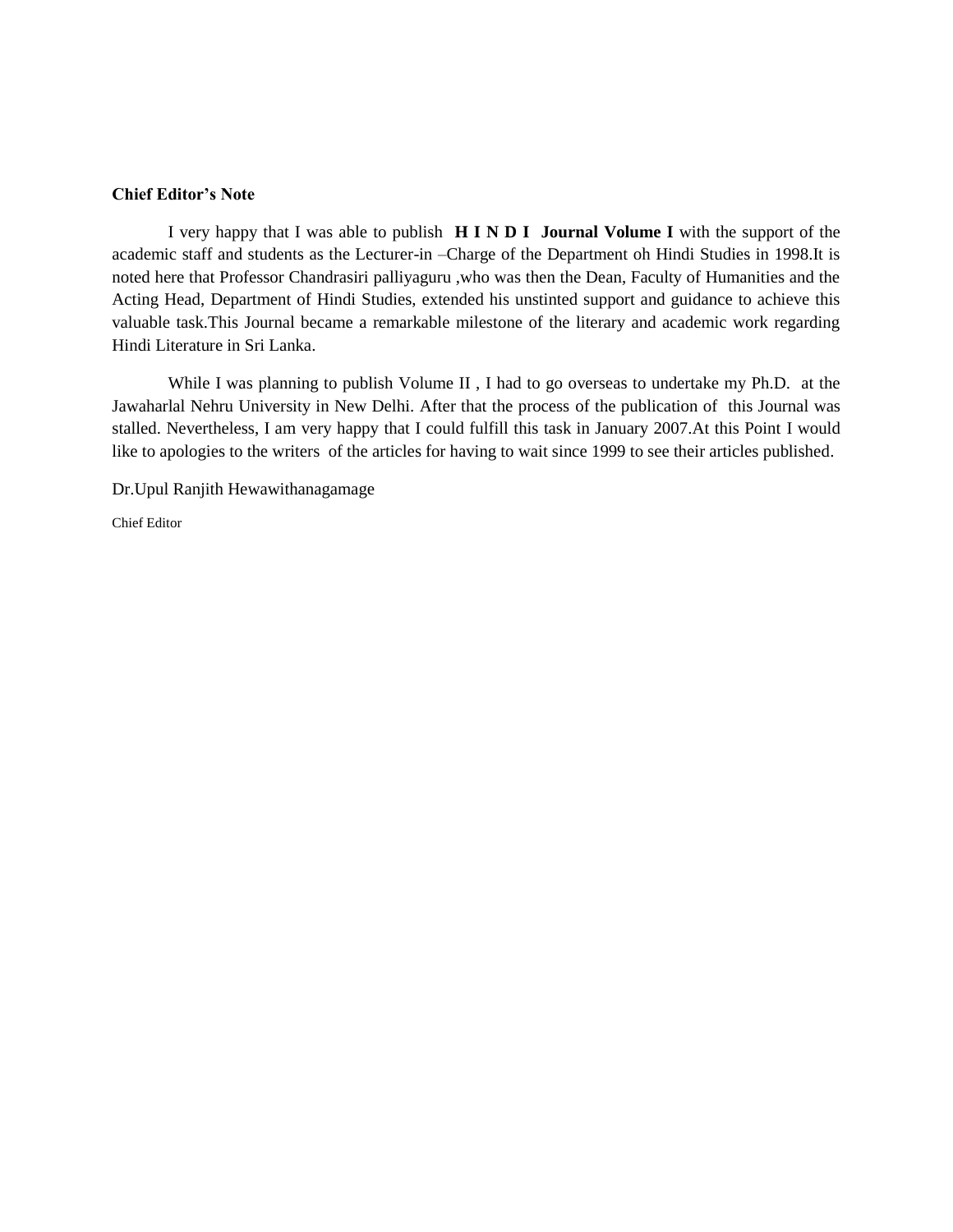**Chief Editor's Note**

I very happy that I was able to publish **H I N D I Journal Volume I** with the support of the academic staff and students as the Lecturer-in –Charge of the Department oh Hindi Studies in 1998.It is noted here that Professor Chandrasiri palliyaguru ,who was then the Dean, Faculty of Humanities and the Acting Head, Department of Hindi Studies, extended his unstinted support and guidance to achieve this valuable task.This Journal became a remarkable milestone of the literary and academic work regarding Hindi Literature in Sri Lanka.

While I was planning to publish Volume II , I had to go overseas to undertake my Ph.D. at the Jawaharlal Nehru University in New Delhi. After that the process of the publication of this Journal was stalled. Nevertheless, I am very happy that I could fulfill this task in January 2007.At this Point I would like to apologies to the writers of the articles for having to wait since 1999 to see their articles published.

Dr.Upul Ranjith Hewawithanagamage

Chief Editor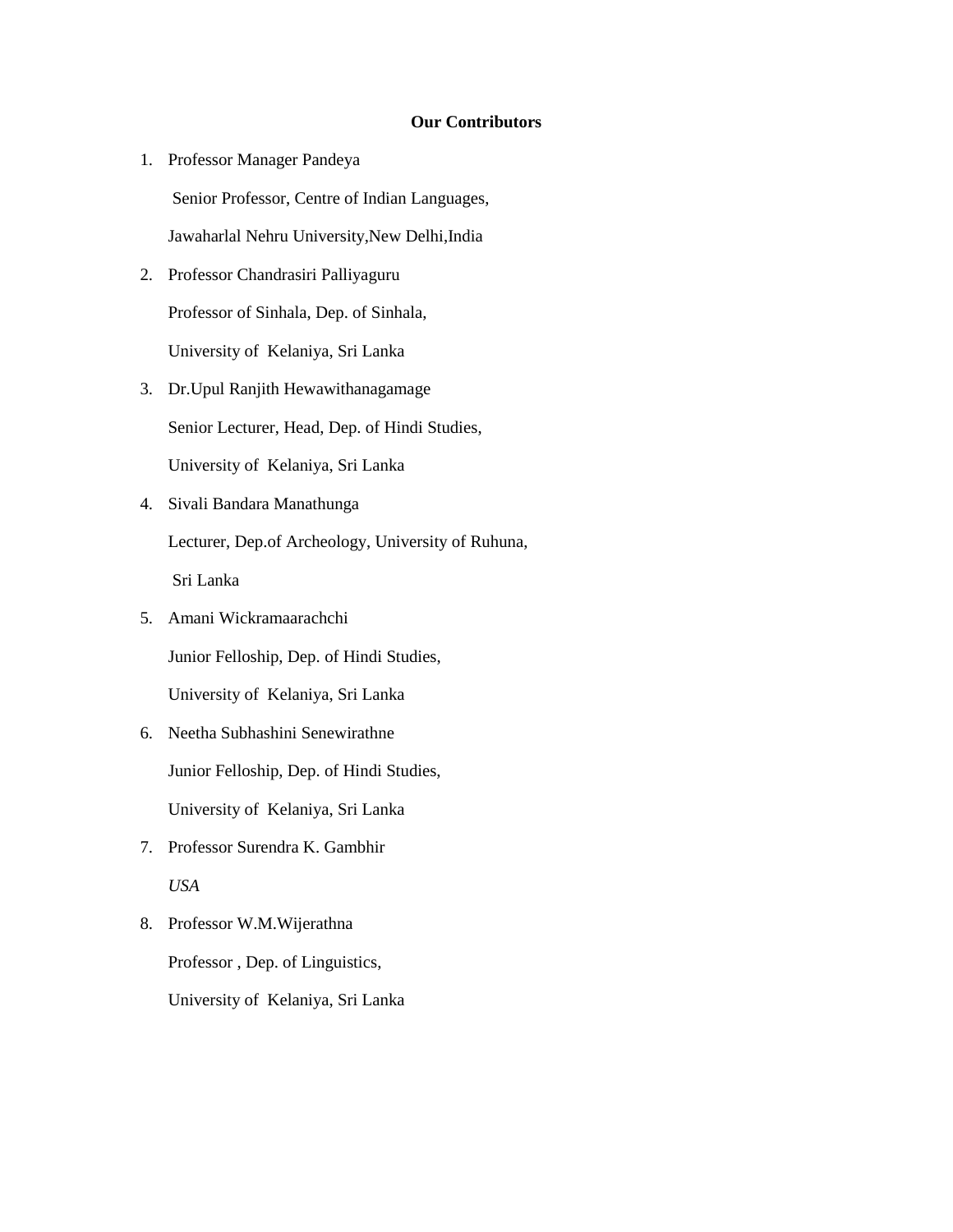## Our Contributors

1. Professor Manager Pandeya

   Senior Professor, Centre of Indian Languages,

   Jawaharlal Nehru University,New Delhi,India

2. Professor Chandrasiri Palliyaguru

   Professor of Sinhala, Dep. of Sinhala,

   University of Kelaniya, Sri Lanka

3. Dr.Upul Ranjith Hewawithanagamage

   Senior Lecturer, Head, Dep. of Hindi Studies,

   University of Kelaniya, Sri Lanka

4. Sivali Bandara Manathunga

   Lecturer, Dep.of Archeology, University of Ruhuna,

   Sri Lanka

5. Amani Wickramaarachchi

   Junior Felloship, Dep. of Hindi Studies,

   University of Kelaniya, Sri Lanka

6. Neetha Subhashini Senewirathne

   Junior Felloship, Dep. of Hindi Studies,

   University of Kelaniya, Sri Lanka

7. Professor Surendra K. Gambhir

   *USA*

8. Professor W.M.Wijerathna

   Professor , Dep. of Linguistics,

   University of Kelaniya, Sri Lanka